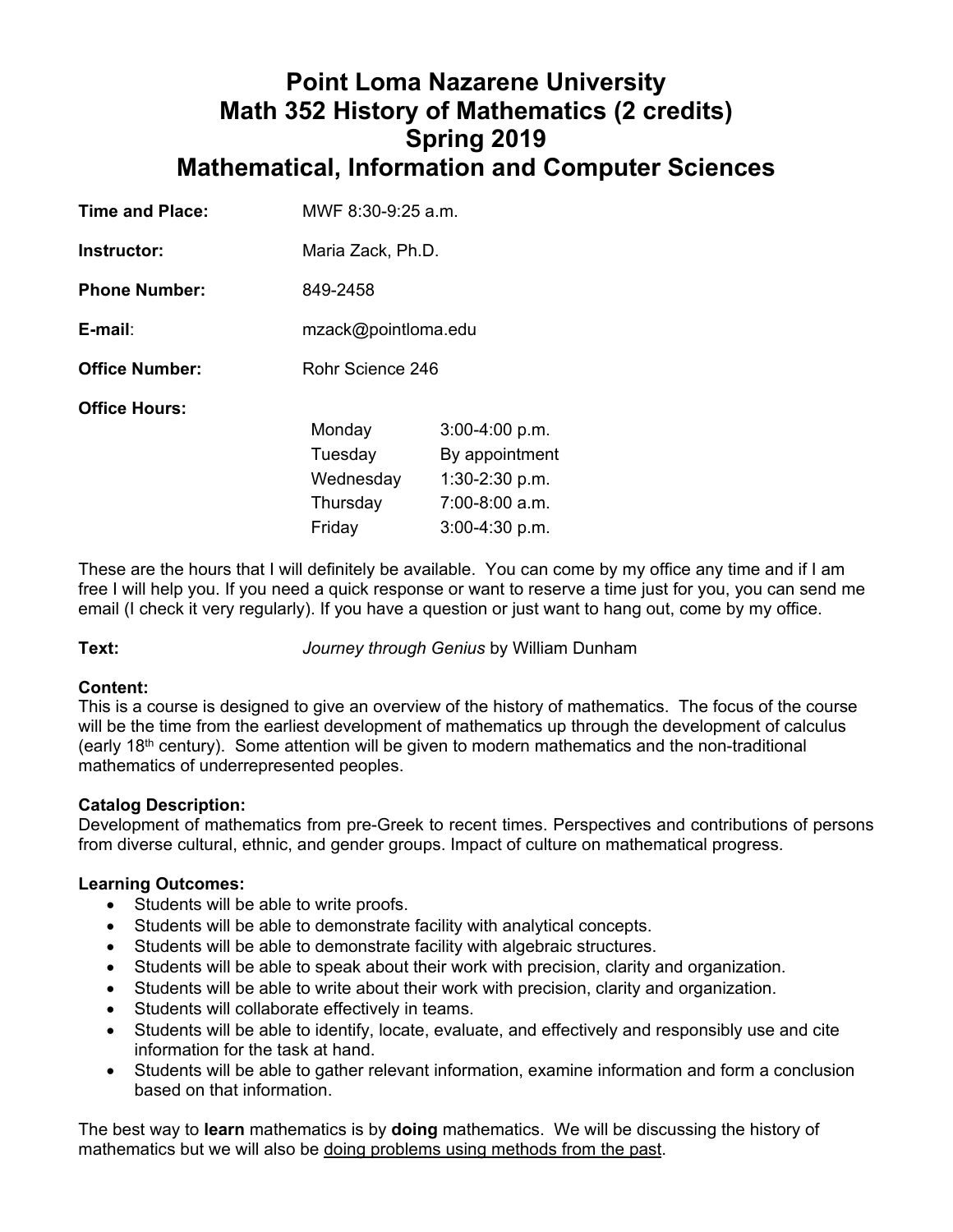# Point Loma Nazarene University
# Math 352 History of Mathematics (2 credits)
# Spring 2019
# Mathematical, Information and Computer Sciences

**Time and Place:** MWF 8:30-9:25 a.m.

**Instructor:** Maria Zack, Ph.D.

**Phone Number:** 849-2458

**E-mail**: mzack@pointloma.edu

**Office Number:** Rohr Science 246

**Office Hours:**

| | |
|---|---|
| Monday | 3:00-4:00 p.m. |
| Tuesday | By appointment |
| Wednesday | 1:30-2:30 p.m. |
| Thursday | 7:00-8:00 a.m. |
| Friday | 3:00-4:30 p.m. |

These are the hours that I will definitely be available. You can come by my office any time and if I am free I will help you. If you need a quick response or want to reserve a time just for you, you can send me email (I check it very regularly). If you have a question or just want to hang out, come by my office.

**Text:** *Journey through Genius* by William Dunham

**Content:**
This is a course is designed to give an overview of the history of mathematics. The focus of the course will be the time from the earliest development of mathematics up through the development of calculus (early 18th century). Some attention will be given to modern mathematics and the non-traditional mathematics of underrepresented peoples.

**Catalog Description:**
Development of mathematics from pre-Greek to recent times. Perspectives and contributions of persons from diverse cultural, ethnic, and gender groups. Impact of culture on mathematical progress.

**Learning Outcomes:**

- Students will be able to write proofs.
- Students will be able to demonstrate facility with analytical concepts.
- Students will be able to demonstrate facility with algebraic structures.
- Students will be able to speak about their work with precision, clarity and organization.
- Students will be able to write about their work with precision, clarity and organization.
- Students will collaborate effectively in teams.
- Students will be able to identify, locate, evaluate, and effectively and responsibly use and cite information for the task at hand.
- Students will be able to gather relevant information, examine information and form a conclusion based on that information.

The best way to **learn** mathematics is by **doing** mathematics. We will be discussing the history of mathematics but we will also be doing problems using methods from the past.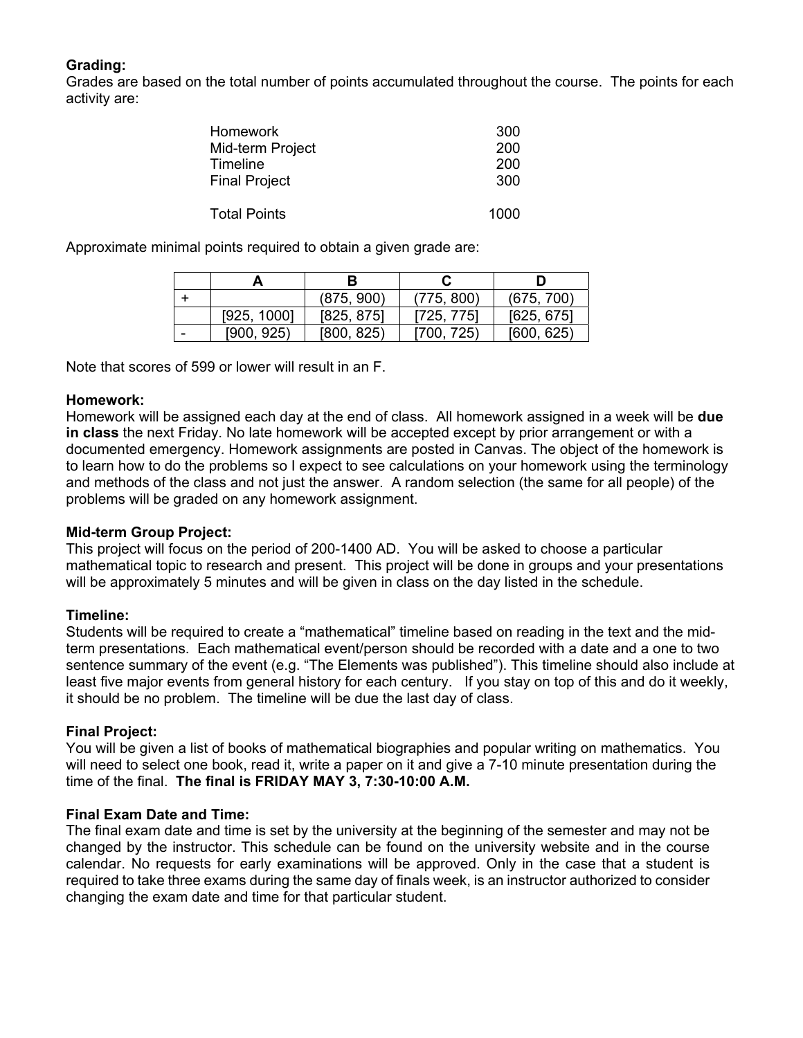**Grading:**
Grades are based on the total number of points accumulated throughout the course. The points for each activity are:

| | |
|---|---|
| Homework | 300 |
| Mid-term Project | 200 |
| Timeline | 200 |
| Final Project | 300 |
| Total Points | 1000 |

Approximate minimal points required to obtain a given grade are:

| | A | B | C | D |
|---|---|---|---|---|
| + | | (875, 900) | (775, 800) | (675, 700) |
| | [925, 1000] | [825, 875] | [725, 775] | [625, 675] |
| - | [900, 925) | [800, 825) | [700, 725) | [600, 625) |

Note that scores of 599 or lower will result in an F.

**Homework:**
Homework will be assigned each day at the end of class. All homework assigned in a week will be **due in class** the next Friday. No late homework will be accepted except by prior arrangement or with a documented emergency. Homework assignments are posted in Canvas. The object of the homework is to learn how to do the problems so I expect to see calculations on your homework using the terminology and methods of the class and not just the answer. A random selection (the same for all people) of the problems will be graded on any homework assignment.

**Mid-term Group Project:**
This project will focus on the period of 200-1400 AD. You will be asked to choose a particular mathematical topic to research and present. This project will be done in groups and your presentations will be approximately 5 minutes and will be given in class on the day listed in the schedule.

**Timeline:**
Students will be required to create a "mathematical" timeline based on reading in the text and the mid-term presentations. Each mathematical event/person should be recorded with a date and a one to two sentence summary of the event (e.g. "The Elements was published"). This timeline should also include at least five major events from general history for each century. If you stay on top of this and do it weekly, it should be no problem. The timeline will be due the last day of class.

**Final Project:**
You will be given a list of books of mathematical biographies and popular writing on mathematics. You will need to select one book, read it, write a paper on it and give a 7-10 minute presentation during the time of the final. **The final is FRIDAY MAY 3, 7:30-10:00 A.M.**

**Final Exam Date and Time:**
The final exam date and time is set by the university at the beginning of the semester and may not be changed by the instructor. This schedule can be found on the university website and in the course calendar. No requests for early examinations will be approved. Only in the case that a student is required to take three exams during the same day of finals week, is an instructor authorized to consider changing the exam date and time for that particular student.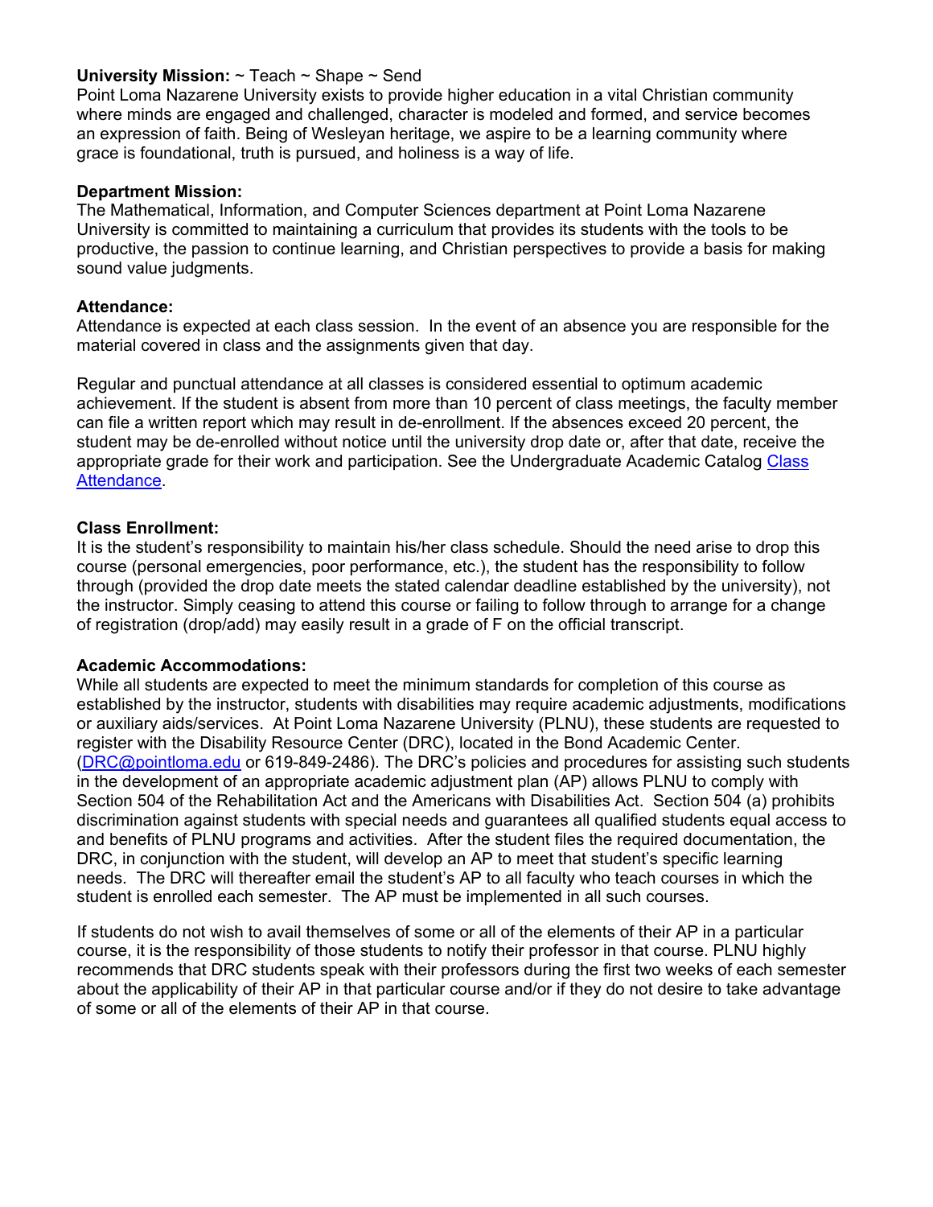**University Mission:** ~ Teach ~ Shape ~ Send
Point Loma Nazarene University exists to provide higher education in a vital Christian community where minds are engaged and challenged, character is modeled and formed, and service becomes an expression of faith. Being of Wesleyan heritage, we aspire to be a learning community where grace is foundational, truth is pursued, and holiness is a way of life.

**Department Mission:**
The Mathematical, Information, and Computer Sciences department at Point Loma Nazarene University is committed to maintaining a curriculum that provides its students with the tools to be productive, the passion to continue learning, and Christian perspectives to provide a basis for making sound value judgments.

**Attendance:**
Attendance is expected at each class session. In the event of an absence you are responsible for the material covered in class and the assignments given that day.

Regular and punctual attendance at all classes is considered essential to optimum academic achievement. If the student is absent from more than 10 percent of class meetings, the faculty member can file a written report which may result in de-enrollment. If the absences exceed 20 percent, the student may be de-enrolled without notice until the university drop date or, after that date, receive the appropriate grade for their work and participation. See the Undergraduate Academic Catalog Class Attendance.

**Class Enrollment:**
It is the student's responsibility to maintain his/her class schedule. Should the need arise to drop this course (personal emergencies, poor performance, etc.), the student has the responsibility to follow through (provided the drop date meets the stated calendar deadline established by the university), not the instructor. Simply ceasing to attend this course or failing to follow through to arrange for a change of registration (drop/add) may easily result in a grade of F on the official transcript.

**Academic Accommodations:**
While all students are expected to meet the minimum standards for completion of this course as established by the instructor, students with disabilities may require academic adjustments, modifications or auxiliary aids/services. At Point Loma Nazarene University (PLNU), these students are requested to register with the Disability Resource Center (DRC), located in the Bond Academic Center. (DRC@pointloma.edu or 619-849-2486). The DRC's policies and procedures for assisting such students in the development of an appropriate academic adjustment plan (AP) allows PLNU to comply with Section 504 of the Rehabilitation Act and the Americans with Disabilities Act. Section 504 (a) prohibits discrimination against students with special needs and guarantees all qualified students equal access to and benefits of PLNU programs and activities. After the student files the required documentation, the DRC, in conjunction with the student, will develop an AP to meet that student's specific learning needs. The DRC will thereafter email the student's AP to all faculty who teach courses in which the student is enrolled each semester. The AP must be implemented in all such courses.

If students do not wish to avail themselves of some or all of the elements of their AP in a particular course, it is the responsibility of those students to notify their professor in that course. PLNU highly recommends that DRC students speak with their professors during the first two weeks of each semester about the applicability of their AP in that particular course and/or if they do not desire to take advantage of some or all of the elements of their AP in that course.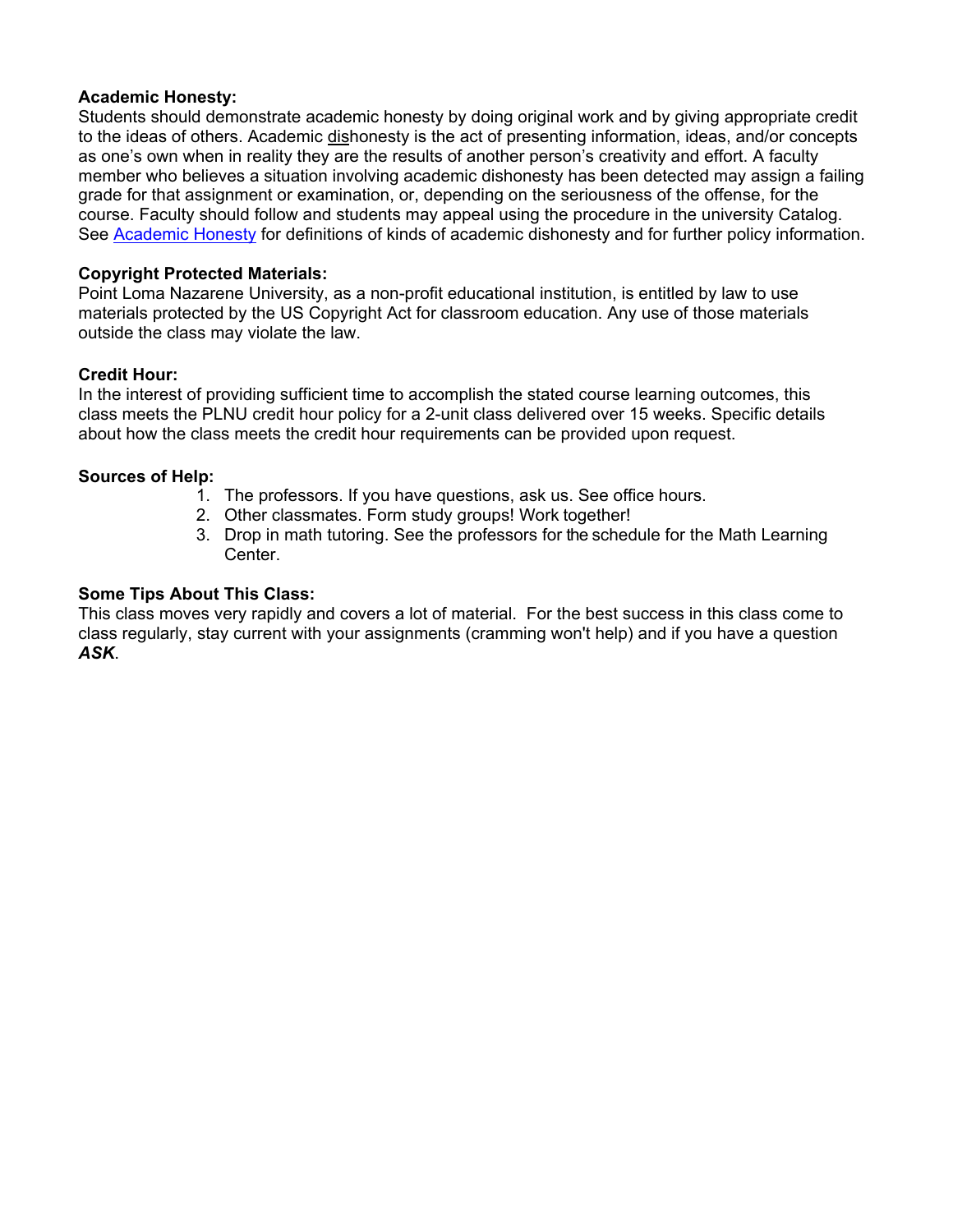**Academic Honesty:**
Students should demonstrate academic honesty by doing original work and by giving appropriate credit to the ideas of others. Academic dishonesty is the act of presenting information, ideas, and/or concepts as one's own when in reality they are the results of another person's creativity and effort. A faculty member who believes a situation involving academic dishonesty has been detected may assign a failing grade for that assignment or examination, or, depending on the seriousness of the offense, for the course. Faculty should follow and students may appeal using the procedure in the university Catalog. See Academic Honesty for definitions of kinds of academic dishonesty and for further policy information.

**Copyright Protected Materials:**
Point Loma Nazarene University, as a non-profit educational institution, is entitled by law to use materials protected by the US Copyright Act for classroom education. Any use of those materials outside the class may violate the law.

**Credit Hour:**
In the interest of providing sufficient time to accomplish the stated course learning outcomes, this class meets the PLNU credit hour policy for a 2-unit class delivered over 15 weeks. Specific details about how the class meets the credit hour requirements can be provided upon request.

**Sources of Help:**

1. The professors. If you have questions, ask us. See office hours.
2. Other classmates. Form study groups! Work together!
3. Drop in math tutoring. See the professors for the schedule for the Math Learning Center.

**Some Tips About This Class:**
This class moves very rapidly and covers a lot of material. For the best success in this class come to class regularly, stay current with your assignments (cramming won't help) and if you have a question ***ASK***.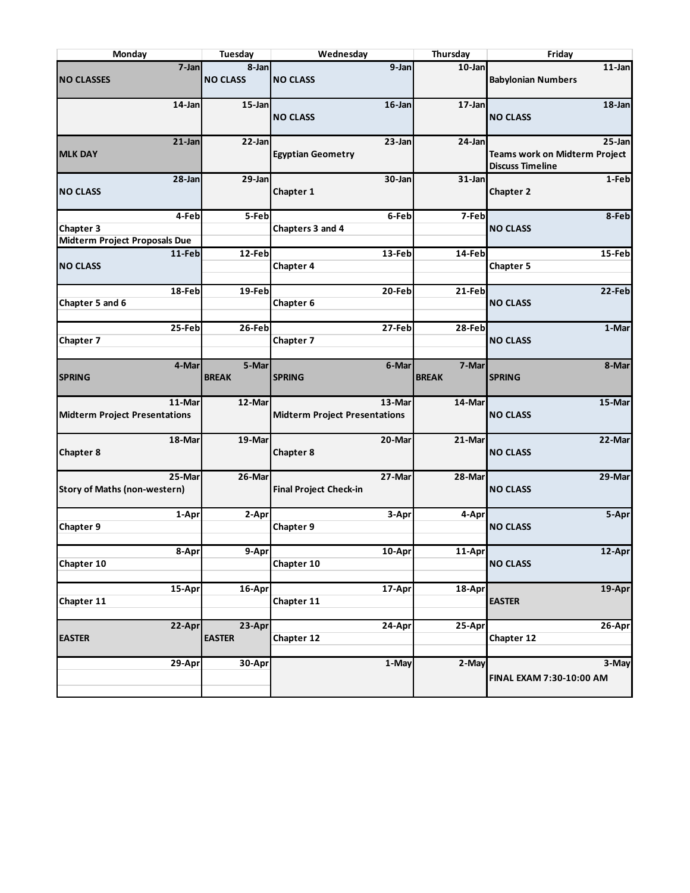| Monday | Tuesday | Wednesday | Thursday | Friday |
|---|---|---|---|---|
| 7-Jan NO CLASSES | 8-Jan NO CLASS | 9-Jan NO CLASS | 10-Jan | 11-Jan Babylonian Numbers |
| 14-Jan | 15-Jan | 16-Jan NO CLASS | 17-Jan | 18-Jan NO CLASS |
| 21-Jan MLK DAY | 22-Jan | 23-Jan Egyptian Geometry | 24-Jan | 25-Jan Teams work on Midterm Project Discuss Timeline |
| 28-Jan NO CLASS | 29-Jan | 30-Jan Chapter 1 | 31-Jan | 1-Feb Chapter 2 |
| 4-Feb Chapter 3 Midterm Project Proposals Due | 5-Feb | 6-Feb Chapters 3 and 4 | 7-Feb | 8-Feb NO CLASS |
| 11-Feb NO CLASS | 12-Feb | 13-Feb Chapter 4 | 14-Feb | 15-Feb Chapter 5 |
| 18-Feb Chapter 5 and 6 | 19-Feb | 20-Feb Chapter 6 | 21-Feb | 22-Feb NO CLASS |
| 25-Feb Chapter 7 | 26-Feb | 27-Feb Chapter 7 | 28-Feb | 1-Mar NO CLASS |
| 4-Mar SPRING | 5-Mar BREAK | 6-Mar SPRING | 7-Mar BREAK | 8-Mar SPRING |
| 11-Mar Midterm Project Presentations | 12-Mar | 13-Mar Midterm Project Presentations | 14-Mar | 15-Mar NO CLASS |
| 18-Mar Chapter 8 | 19-Mar | 20-Mar Chapter 8 | 21-Mar | 22-Mar NO CLASS |
| 25-Mar Story of Maths (non-western) | 26-Mar | 27-Mar Final Project Check-in | 28-Mar | 29-Mar NO CLASS |
| 1-Apr Chapter 9 | 2-Apr | 3-Apr Chapter 9 | 4-Apr | 5-Apr NO CLASS |
| 8-Apr Chapter 10 | 9-Apr | 10-Apr Chapter 10 | 11-Apr | 12-Apr NO CLASS |
| 15-Apr Chapter 11 | 16-Apr | 17-Apr Chapter 11 | 18-Apr | 19-Apr EASTER |
| 22-Apr EASTER | 23-Apr EASTER | 24-Apr Chapter 12 | 25-Apr | 26-Apr Chapter 12 |
| 29-Apr | 30-Apr | 1-May | 2-May | 3-May FINAL EXAM 7:30-10:00 AM |